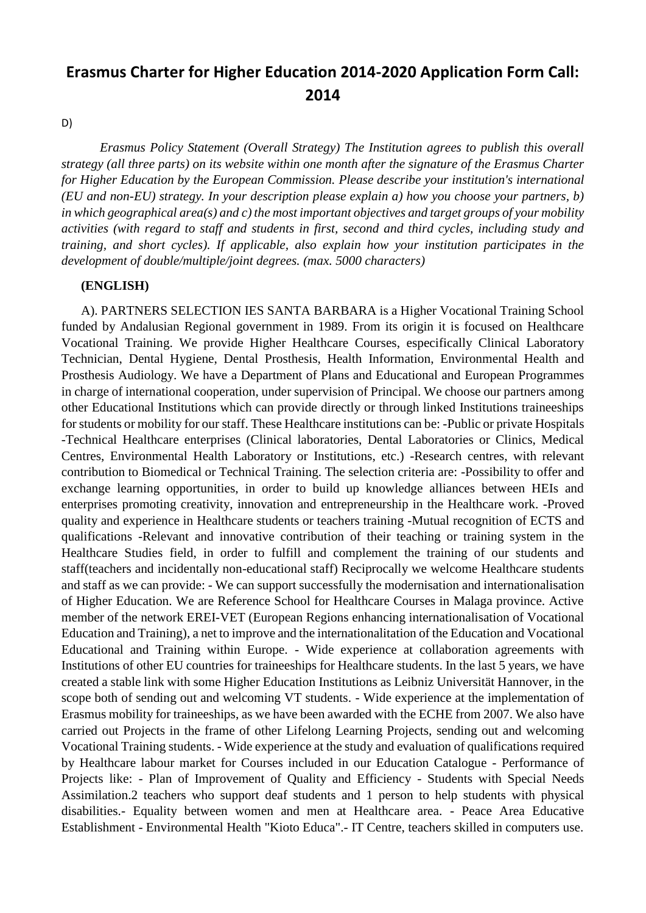# Erasmus Charter for Higher Education 2014-2020 Application Form Call: 2014

D)

*Erasmus Policy Statement (Overall Strategy) The Institution agrees to publish this overall strategy (all three parts) on its website within one month after the signature of the Erasmus Charter for Higher Education by the European Commission. Please describe your institution's international (EU and non-EU) strategy. In your description please explain a) how you choose your partners, b) in which geographical area(s) and c) the most important objectives and target groups of your mobility activities (with regard to staff and students in first, second and third cycles, including study and training, and short cycles). If applicable, also explain how your institution participates in the development of double/multiple/joint degrees. (max. 5000 characters)*

**(ENGLISH)**

A). PARTNERS SELECTION IES SANTA BARBARA is a Higher Vocational Training School funded by Andalusian Regional government in 1989. From its origin it is focused on Healthcare Vocational Training. We provide Higher Healthcare Courses, especifically Clinical Laboratory Technician, Dental Hygiene, Dental Prosthesis, Health Information, Environmental Health and Prosthesis Audiology. We have a Department of Plans and Educational and European Programmes in charge of international cooperation, under supervision of Principal. We choose our partners among other Educational Institutions which can provide directly or through linked Institutions traineeships for students or mobility for our staff. These Healthcare institutions can be: -Public or private Hospitals -Technical Healthcare enterprises (Clinical laboratories, Dental Laboratories or Clinics, Medical Centres, Environmental Health Laboratory or Institutions, etc.) -Research centres, with relevant contribution to Biomedical or Technical Training. The selection criteria are: -Possibility to offer and exchange learning opportunities, in order to build up knowledge alliances between HEIs and enterprises promoting creativity, innovation and entrepreneurship in the Healthcare work. -Proved quality and experience in Healthcare students or teachers training -Mutual recognition of ECTS and qualifications -Relevant and innovative contribution of their teaching or training system in the Healthcare Studies field, in order to fulfill and complement the training of our students and staff(teachers and incidentally non-educational staff) Reciprocally we welcome Healthcare students and staff as we can provide: - We can support successfully the modernisation and internationalisation of Higher Education. We are Reference School for Healthcare Courses in Malaga province. Active member of the network EREI-VET (European Regions enhancing internationalisation of Vocational Education and Training), a net to improve and the internationalitation of the Education and Vocational Educational and Training within Europe. - Wide experience at collaboration agreements with Institutions of other EU countries for traineeships for Healthcare students. In the last 5 years, we have created a stable link with some Higher Education Institutions as Leibniz Universität Hannover, in the scope both of sending out and welcoming VT students. - Wide experience at the implementation of Erasmus mobility for traineeships, as we have been awarded with the ECHE from 2007. We also have carried out Projects in the frame of other Lifelong Learning Projects, sending out and welcoming Vocational Training students. - Wide experience at the study and evaluation of qualifications required by Healthcare labour market for Courses included in our Education Catalogue - Performance of Projects like: - Plan of Improvement of Quality and Efficiency - Students with Special Needs Assimilation.2 teachers who support deaf students and 1 person to help students with physical disabilities.- Equality between women and men at Healthcare area. - Peace Area Educative Establishment - Environmental Health "Kioto Educa".- IT Centre, teachers skilled in computers use.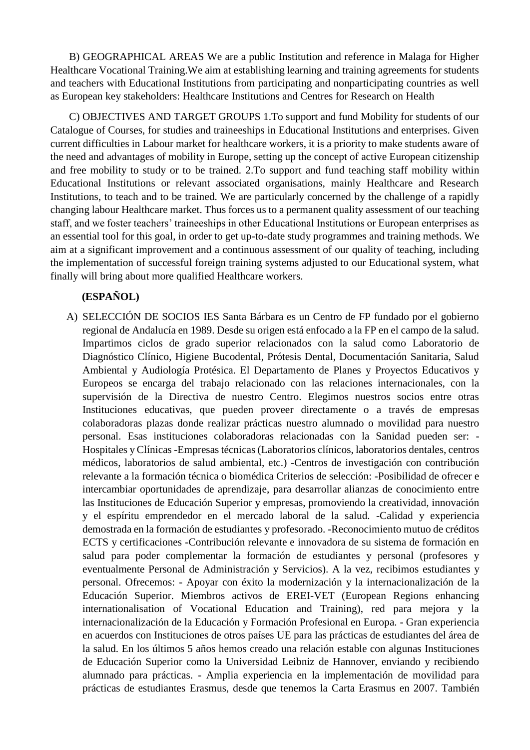B) GEOGRAPHICAL AREAS We are a public Institution and reference in Malaga for Higher Healthcare Vocational Training.We aim at establishing learning and training agreements for students and teachers with Educational Institutions from participating and nonparticipating countries as well as European key stakeholders: Healthcare Institutions and Centres for Research on Health

C) OBJECTIVES AND TARGET GROUPS 1.To support and fund Mobility for students of our Catalogue of Courses, for studies and traineeships in Educational Institutions and enterprises. Given current difficulties in Labour market for healthcare workers, it is a priority to make students aware of the need and advantages of mobility in Europe, setting up the concept of active European citizenship and free mobility to study or to be trained. 2.To support and fund teaching staff mobility within Educational Institutions or relevant associated organisations, mainly Healthcare and Research Institutions, to teach and to be trained. We are particularly concerned by the challenge of a rapidly changing labour Healthcare market. Thus forces us to a permanent quality assessment of our teaching staff, and we foster teachers' traineeships in other Educational Institutions or European enterprises as an essential tool for this goal, in order to get up-to-date study programmes and training methods. We aim at a significant improvement and a continuous assessment of our quality of teaching, including the implementation of successful foreign training systems adjusted to our Educational system, what finally will bring about more qualified Healthcare workers.

**(ESPAÑOL)**

A) SELECCIÓN DE SOCIOS IES Santa Bárbara es un Centro de FP fundado por el gobierno regional de Andalucía en 1989. Desde su origen está enfocado a la FP en el campo de la salud. Impartimos ciclos de grado superior relacionados con la salud como Laboratorio de Diagnóstico Clínico, Higiene Bucodental, Prótesis Dental, Documentación Sanitaria, Salud Ambiental y Audiología Protésica. El Departamento de Planes y Proyectos Educativos y Europeos se encarga del trabajo relacionado con las relaciones internacionales, con la supervisión de la Directiva de nuestro Centro. Elegimos nuestros socios entre otras Instituciones educativas, que pueden proveer directamente o a través de empresas colaboradoras plazas donde realizar prácticas nuestro alumnado o movilidad para nuestro personal. Esas instituciones colaboradoras relacionadas con la Sanidad pueden ser: -Hospitales y Clínicas -Empresas técnicas (Laboratorios clínicos, laboratorios dentales, centros médicos, laboratorios de salud ambiental, etc.) -Centros de investigación con contribución relevante a la formación técnica o biomédica Criterios de selección: -Posibilidad de ofrecer e intercambiar oportunidades de aprendizaje, para desarrollar alianzas de conocimiento entre las Instituciones de Educación Superior y empresas, promoviendo la creatividad, innovación y el espíritu emprendedor en el mercado laboral de la salud. -Calidad y experiencia demostrada en la formación de estudiantes y profesorado. -Reconocimiento mutuo de créditos ECTS y certificaciones -Contribución relevante e innovadora de su sistema de formación en salud para poder complementar la formación de estudiantes y personal (profesores y eventualmente Personal de Administración y Servicios). A la vez, recibimos estudiantes y personal. Ofrecemos: - Apoyar con éxito la modernización y la internacionalización de la Educación Superior. Miembros activos de EREI-VET (European Regions enhancing internationalisation of Vocational Education and Training), red para mejora y la internacionalización de la Educación y Formación Profesional en Europa. - Gran experiencia en acuerdos con Instituciones de otros países UE para las prácticas de estudiantes del área de la salud. En los últimos 5 años hemos creado una relación estable con algunas Instituciones de Educación Superior como la Universidad Leibniz de Hannover, enviando y recibiendo alumnado para prácticas. - Amplia experiencia en la implementación de movilidad para prácticas de estudiantes Erasmus, desde que tenemos la Carta Erasmus en 2007. También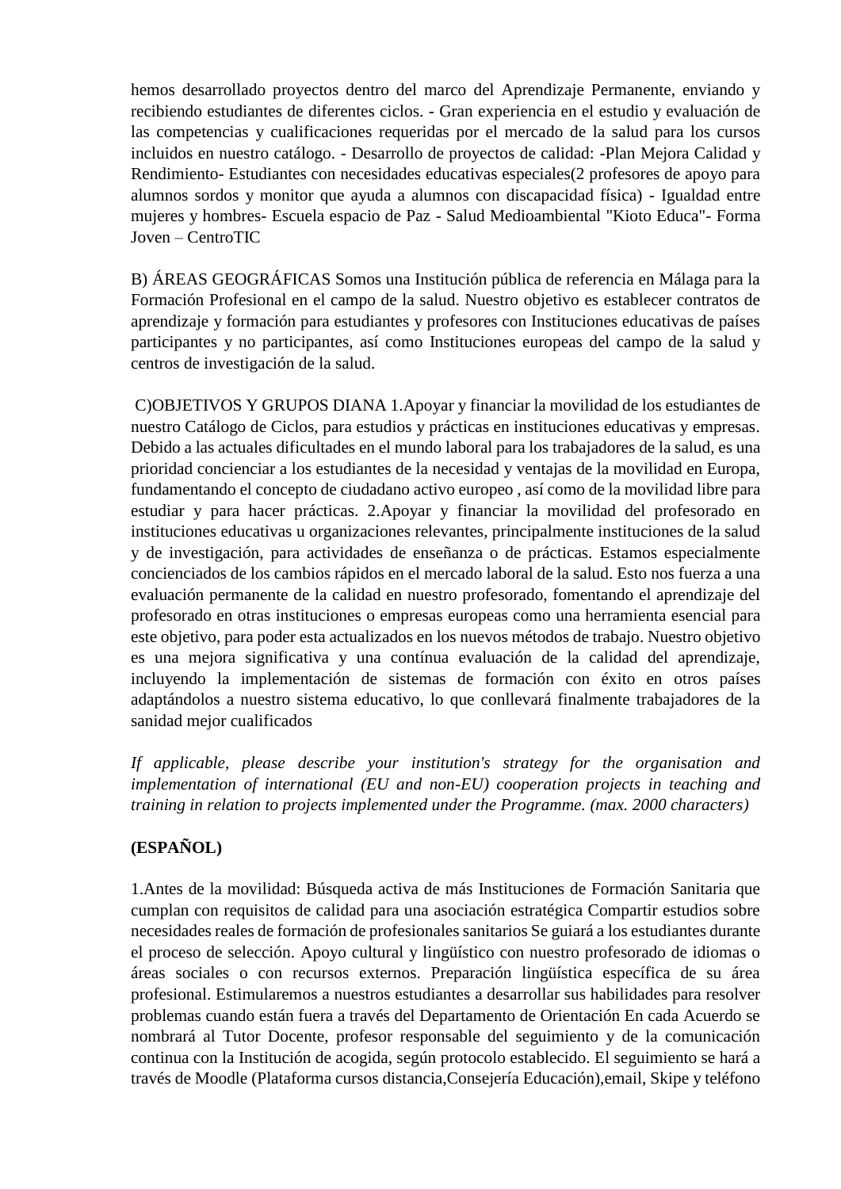hemos desarrollado proyectos dentro del marco del Aprendizaje Permanente, enviando y recibiendo estudiantes de diferentes ciclos. - Gran experiencia en el estudio y evaluación de las competencias y cualificaciones requeridas por el mercado de la salud para los cursos incluidos en nuestro catálogo. - Desarrollo de proyectos de calidad: -Plan Mejora Calidad y Rendimiento- Estudiantes con necesidades educativas especiales(2 profesores de apoyo para alumnos sordos y monitor que ayuda a alumnos con discapacidad física) - Igualdad entre mujeres y hombres- Escuela espacio de Paz - Salud Medioambiental "Kioto Educa"- Forma Joven – CentroTIC

B) ÁREAS GEOGRÁFICAS Somos una Institución pública de referencia en Málaga para la Formación Profesional en el campo de la salud. Nuestro objetivo es establecer contratos de aprendizaje y formación para estudiantes y profesores con Instituciones educativas de países participantes y no participantes, así como Instituciones europeas del campo de la salud y centros de investigación de la salud.

C)OBJETIVOS Y GRUPOS DIANA 1.Apoyar y financiar la movilidad de los estudiantes de nuestro Catálogo de Ciclos, para estudios y prácticas en instituciones educativas y empresas. Debido a las actuales dificultades en el mundo laboral para los trabajadores de la salud, es una prioridad concienciar a los estudiantes de la necesidad y ventajas de la movilidad en Europa, fundamentando el concepto de ciudadano activo europeo , así como de la movilidad libre para estudiar y para hacer prácticas. 2.Apoyar y financiar la movilidad del profesorado en instituciones educativas u organizaciones relevantes, principalmente instituciones de la salud y de investigación, para actividades de enseñanza o de prácticas. Estamos especialmente concienciados de los cambios rápidos en el mercado laboral de la salud. Esto nos fuerza a una evaluación permanente de la calidad en nuestro profesorado, fomentando el aprendizaje del profesorado en otras instituciones o empresas europeas como una herramienta esencial para este objetivo, para poder esta actualizados en los nuevos métodos de trabajo. Nuestro objetivo es una mejora significativa y una contínua evaluación de la calidad del aprendizaje, incluyendo la implementación de sistemas de formación con éxito en otros países adaptándolos a nuestro sistema educativo, lo que conllevará finalmente trabajadores de la sanidad mejor cualificados

*If applicable, please describe your institution's strategy for the organisation and implementation of international (EU and non-EU) cooperation projects in teaching and training in relation to projects implemented under the Programme. (max. 2000 characters)*

**(ESPAÑOL)**

1.Antes de la movilidad: Búsqueda activa de más Instituciones de Formación Sanitaria que cumplan con requisitos de calidad para una asociación estratégica Compartir estudios sobre necesidades reales de formación de profesionales sanitarios Se guiará a los estudiantes durante el proceso de selección. Apoyo cultural y lingüístico con nuestro profesorado de idiomas o áreas sociales o con recursos externos. Preparación lingüística específica de su área profesional. Estimularemos a nuestros estudiantes a desarrollar sus habilidades para resolver problemas cuando están fuera a través del Departamento de Orientación En cada Acuerdo se nombrará al Tutor Docente, profesor responsable del seguimiento y de la comunicación continua con la Institución de acogida, según protocolo establecido. El seguimiento se hará a través de Moodle (Plataforma cursos distancia,Consejería Educación),email, Skipe y teléfono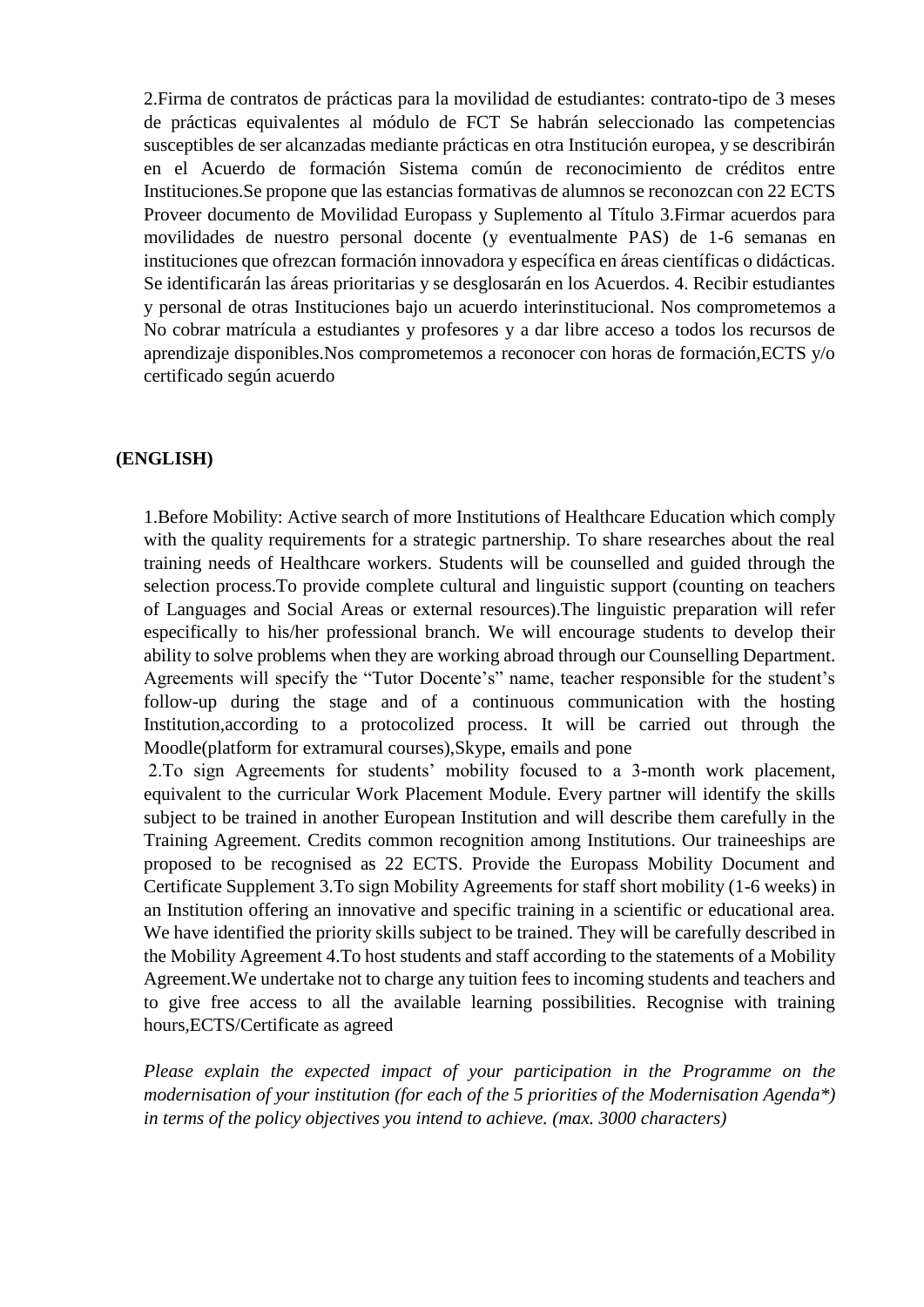2.Firma de contratos de prácticas para la movilidad de estudiantes: contrato-tipo de 3 meses de prácticas equivalentes al módulo de FCT Se habrán seleccionado las competencias susceptibles de ser alcanzadas mediante prácticas en otra Institución europea, y se describirán en el Acuerdo de formación Sistema común de reconocimiento de créditos entre Instituciones.Se propone que las estancias formativas de alumnos se reconozcan con 22 ECTS Proveer documento de Movilidad Europass y Suplemento al Título 3.Firmar acuerdos para movilidades de nuestro personal docente (y eventualmente PAS) de 1-6 semanas en instituciones que ofrezcan formación innovadora y específica en áreas científicas o didácticas. Se identificarán las áreas prioritarias y se desglosarán en los Acuerdos. 4. Recibir estudiantes y personal de otras Instituciones bajo un acuerdo interinstitucional. Nos comprometemos a No cobrar matrícula a estudiantes y profesores y a dar libre acceso a todos los recursos de aprendizaje disponibles.Nos comprometemos a reconocer con horas de formación,ECTS y/o certificado según acuerdo

**(ENGLISH)**

1.Before Mobility: Active search of more Institutions of Healthcare Education which comply with the quality requirements for a strategic partnership. To share researches about the real training needs of Healthcare workers. Students will be counselled and guided through the selection process.To provide complete cultural and linguistic support (counting on teachers of Languages and Social Areas or external resources).The linguistic preparation will refer especifically to his/her professional branch. We will encourage students to develop their ability to solve problems when they are working abroad through our Counselling Department. Agreements will specify the "Tutor Docente's" name, teacher responsible for the student's follow-up during the stage and of a continuous communication with the hosting Institution,according to a protocolized process. It will be carried out through the Moodle(platform for extramural courses),Skype, emails and pone

2.To sign Agreements for students' mobility focused to a 3-month work placement, equivalent to the curricular Work Placement Module. Every partner will identify the skills subject to be trained in another European Institution and will describe them carefully in the Training Agreement. Credits common recognition among Institutions. Our traineeships are proposed to be recognised as 22 ECTS. Provide the Europass Mobility Document and Certificate Supplement 3.To sign Mobility Agreements for staff short mobility (1-6 weeks) in an Institution offering an innovative and specific training in a scientific or educational area. We have identified the priority skills subject to be trained. They will be carefully described in the Mobility Agreement 4.To host students and staff according to the statements of a Mobility Agreement.We undertake not to charge any tuition fees to incoming students and teachers and to give free access to all the available learning possibilities. Recognise with training hours,ECTS/Certificate as agreed

*Please explain the expected impact of your participation in the Programme on the modernisation of your institution (for each of the 5 priorities of the Modernisation Agenda\*) in terms of the policy objectives you intend to achieve. (max. 3000 characters)*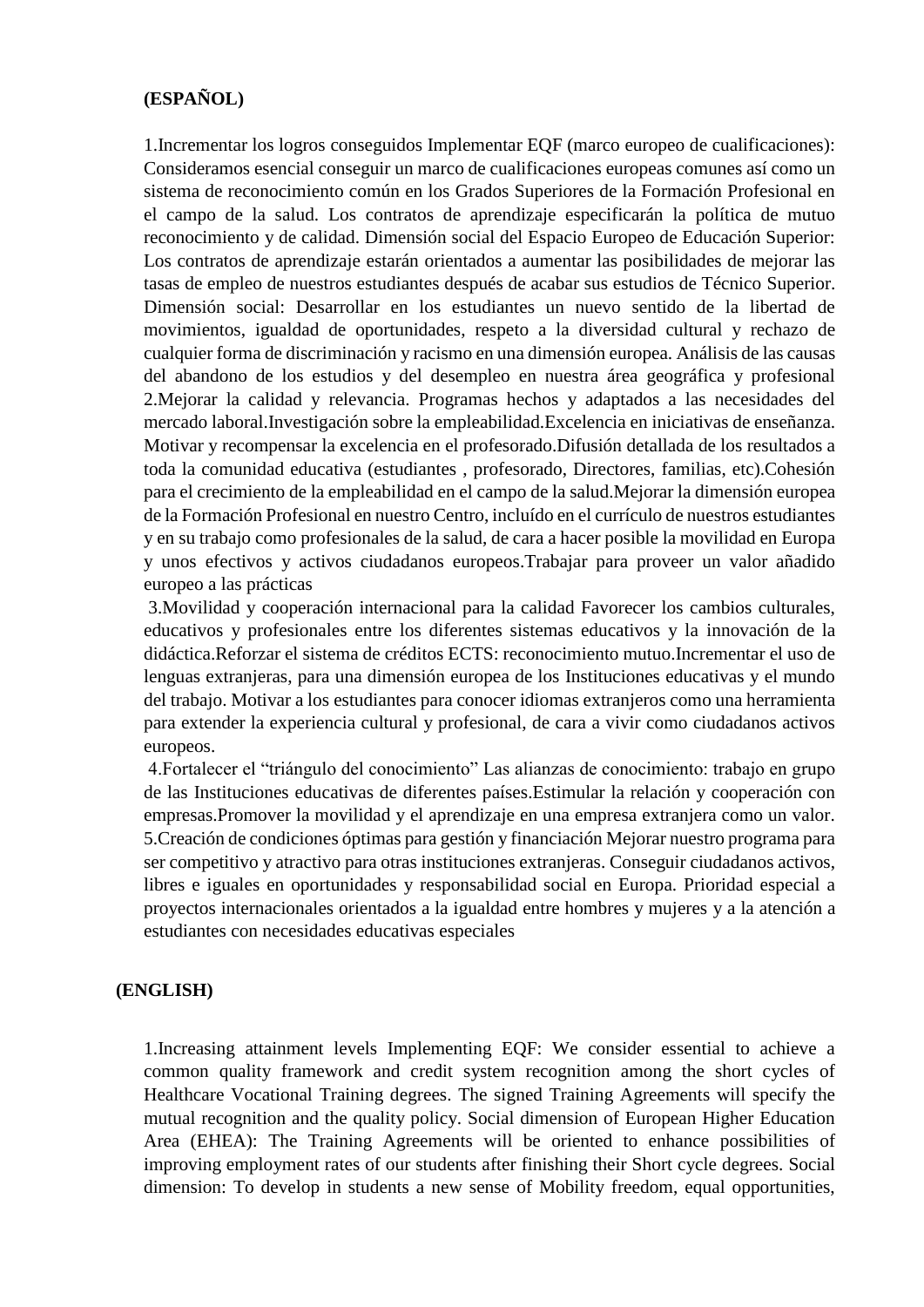**(ESPAÑOL)**

1.Incrementar los logros conseguidos Implementar EQF (marco europeo de cualificaciones): Consideramos esencial conseguir un marco de cualificaciones europeas comunes así como un sistema de reconocimiento común en los Grados Superiores de la Formación Profesional en el campo de la salud. Los contratos de aprendizaje especificarán la política de mutuo reconocimiento y de calidad. Dimensión social del Espacio Europeo de Educación Superior: Los contratos de aprendizaje estarán orientados a aumentar las posibilidades de mejorar las tasas de empleo de nuestros estudiantes después de acabar sus estudios de Técnico Superior. Dimensión social: Desarrollar en los estudiantes un nuevo sentido de la libertad de movimientos, igualdad de oportunidades, respeto a la diversidad cultural y rechazo de cualquier forma de discriminación y racismo en una dimensión europea. Análisis de las causas del abandono de los estudios y del desempleo en nuestra área geográfica y profesional 2.Mejorar la calidad y relevancia. Programas hechos y adaptados a las necesidades del mercado laboral.Investigación sobre la empleabilidad.Excelencia en iniciativas de enseñanza. Motivar y recompensar la excelencia en el profesorado.Difusión detallada de los resultados a toda la comunidad educativa (estudiantes , profesorado, Directores, familias, etc).Cohesión para el crecimiento de la empleabilidad en el campo de la salud.Mejorar la dimensión europea de la Formación Profesional en nuestro Centro, incluído en el currículo de nuestros estudiantes y en su trabajo como profesionales de la salud, de cara a hacer posible la movilidad en Europa y unos efectivos y activos ciudadanos europeos.Trabajar para proveer un valor añadido europeo a las prácticas

3.Movilidad y cooperación internacional para la calidad Favorecer los cambios culturales, educativos y profesionales entre los diferentes sistemas educativos y la innovación de la didáctica.Reforzar el sistema de créditos ECTS: reconocimiento mutuo.Incrementar el uso de lenguas extranjeras, para una dimensión europea de los Instituciones educativas y el mundo del trabajo. Motivar a los estudiantes para conocer idiomas extranjeros como una herramienta para extender la experiencia cultural y profesional, de cara a vivir como ciudadanos activos europeos.

4.Fortalecer el "triángulo del conocimiento" Las alianzas de conocimiento: trabajo en grupo de las Instituciones educativas de diferentes países.Estimular la relación y cooperación con empresas.Promover la movilidad y el aprendizaje en una empresa extranjera como un valor. 5.Creación de condiciones óptimas para gestión y financiación Mejorar nuestro programa para ser competitivo y atractivo para otras instituciones extranjeras. Conseguir ciudadanos activos, libres e iguales en oportunidades y responsabilidad social en Europa. Prioridad especial a proyectos internacionales orientados a la igualdad entre hombres y mujeres y a la atención a estudiantes con necesidades educativas especiales

**(ENGLISH)**

1.Increasing attainment levels Implementing EQF: We consider essential to achieve a common quality framework and credit system recognition among the short cycles of Healthcare Vocational Training degrees. The signed Training Agreements will specify the mutual recognition and the quality policy. Social dimension of European Higher Education Area (EHEA): The Training Agreements will be oriented to enhance possibilities of improving employment rates of our students after finishing their Short cycle degrees. Social dimension: To develop in students a new sense of Mobility freedom, equal opportunities,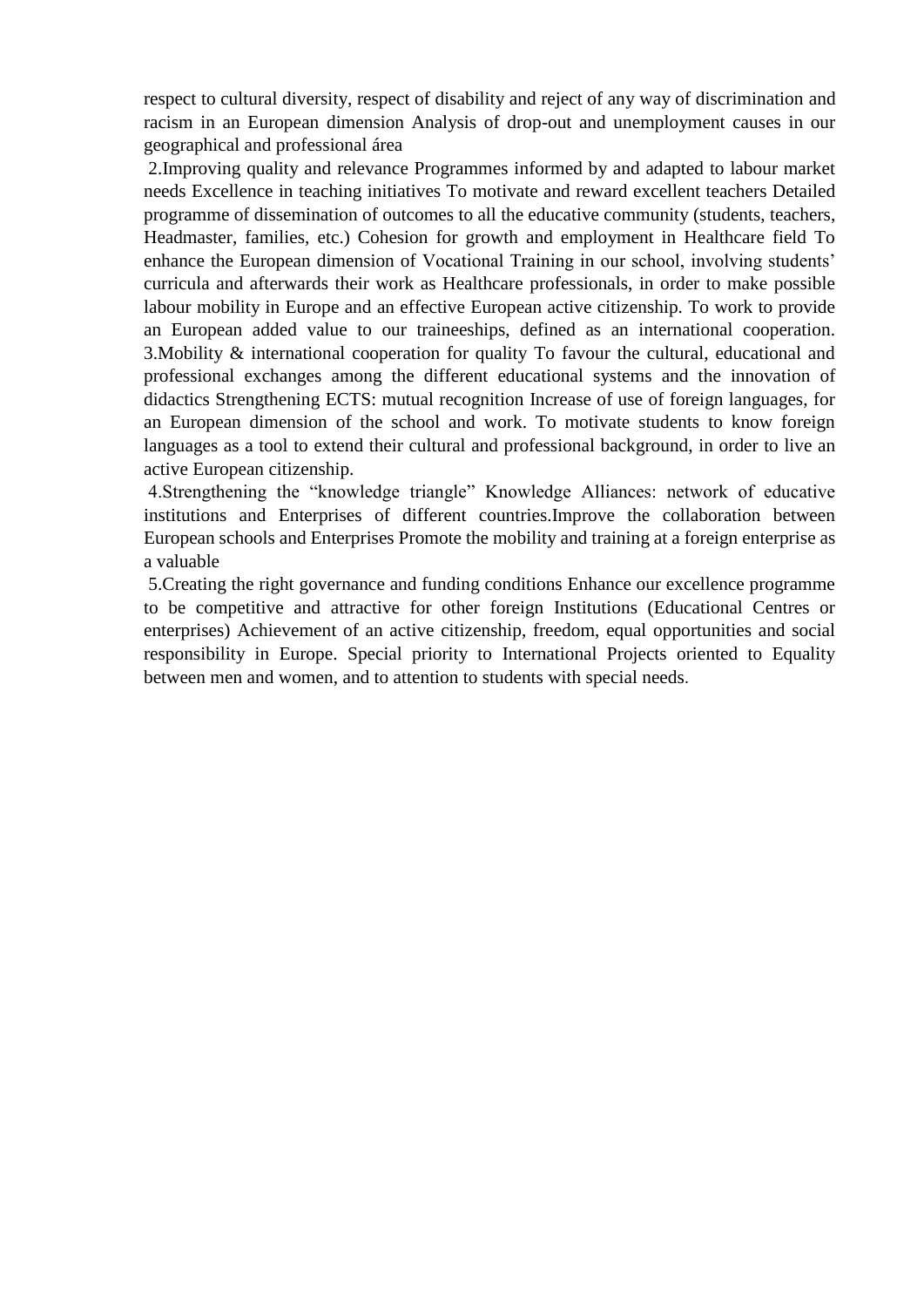respect to cultural diversity, respect of disability and reject of any way of discrimination and racism in an European dimension Analysis of drop-out and unemployment causes in our geographical and professional área

2.Improving quality and relevance Programmes informed by and adapted to labour market needs Excellence in teaching initiatives To motivate and reward excellent teachers Detailed programme of dissemination of outcomes to all the educative community (students, teachers, Headmaster, families, etc.) Cohesion for growth and employment in Healthcare field To enhance the European dimension of Vocational Training in our school, involving students' curricula and afterwards their work as Healthcare professionals, in order to make possible labour mobility in Europe and an effective European active citizenship. To work to provide an European added value to our traineeships, defined as an international cooperation. 3.Mobility & international cooperation for quality To favour the cultural, educational and professional exchanges among the different educational systems and the innovation of didactics Strengthening ECTS: mutual recognition Increase of use of foreign languages, for an European dimension of the school and work. To motivate students to know foreign languages as a tool to extend their cultural and professional background, in order to live an active European citizenship.

4.Strengthening the "knowledge triangle" Knowledge Alliances: network of educative institutions and Enterprises of different countries.Improve the collaboration between European schools and Enterprises Promote the mobility and training at a foreign enterprise as a valuable

5.Creating the right governance and funding conditions Enhance our excellence programme to be competitive and attractive for other foreign Institutions (Educational Centres or enterprises) Achievement of an active citizenship, freedom, equal opportunities and social responsibility in Europe. Special priority to International Projects oriented to Equality between men and women, and to attention to students with special needs.